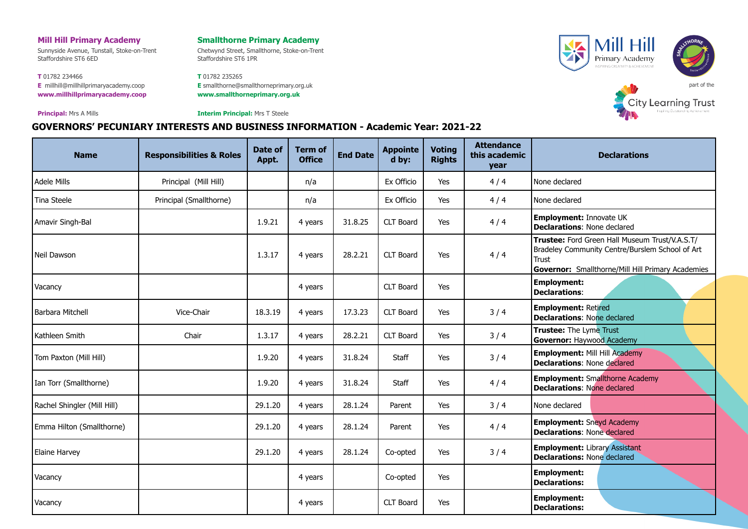**Mill Hill Primary Academy**
Sunnyside Avenue, Tunstall, Stoke-on-Trent
Staffordshire ST6 6ED

**T** 01782 234466
**E** millhill@millhillprimaryacademy.coop
**www.millhillprimaryacademy.coop**

**Principal:** Mrs A Mills

**Smallthorne Primary Academy**
Chetwynd Street, Smallthorne, Stoke-on-Trent
Staffordshire ST6 1PR

**T** 01782 235265
**E** smallthorne@smallthorneprimary.org.uk
**www.smallthorneprimary.org.uk**

**Interim Principal:** Mrs T Steele

part of the City Learning Trust

## GOVERNORS' PECUNIARY INTERESTS AND BUSINESS INFORMATION - Academic Year: 2021-22

| Name | Responsibilities & Roles | Date of Appt. | Term of Office | End Date | Appointed by: | Voting Rights | Attendance this academic year | Declarations |
|---|---|---|---|---|---|---|---|---|
| Adele Mills | Principal (Mill Hill) | | n/a | | Ex Officio | Yes | 4 / 4 | None declared |
| Tina Steele | Principal (Smallthorne) | | n/a | | Ex Officio | Yes | 4 / 4 | None declared |
| Amavir Singh-Bal | | 1.9.21 | 4 years | 31.8.25 | CLT Board | Yes | 4 / 4 | **Employment:** Innovate UK<br>**Declarations**: None declared |
| Neil Dawson | | 1.3.17 | 4 years | 28.2.21 | CLT Board | Yes | 4 / 4 | **Trustee:** Ford Green Hall Museum Trust/V.A.S.T/ Bradeley Community Centre/Burslem School of Art Trust<br>**Governor:** Smallthorne/Mill Hill Primary Academies |
| Vacancy | | | 4 years | | CLT Board | Yes | | **Employment:**<br>**Declarations**: |
| Barbara Mitchell | Vice-Chair | 18.3.19 | 4 years | 17.3.23 | CLT Board | Yes | 3 / 4 | **Employment:** Retired<br>**Declarations**: None declared |
| Kathleen Smith | Chair | 1.3.17 | 4 years | 28.2.21 | CLT Board | Yes | 3 / 4 | **Trustee:** The Lyme Trust<br>**Governor:** Haywood Academy |
| Tom Paxton (Mill Hill) | | 1.9.20 | 4 years | 31.8.24 | Staff | Yes | 3 / 4 | **Employment:** Mill Hill Academy<br>**Declarations**: None declared |
| Ian Torr (Smallthorne) | | 1.9.20 | 4 years | 31.8.24 | Staff | Yes | 4 / 4 | **Employment:** Smallthorne Academy<br>**Declarations**: None declared |
| Rachel Shingler (Mill Hill) | | 29.1.20 | 4 years | 28.1.24 | Parent | Yes | 3 / 4 | None declared |
| Emma Hilton (Smallthorne) | | 29.1.20 | 4 years | 28.1.24 | Parent | Yes | 4 / 4 | **Employment:** Sneyd Academy<br>**Declarations**: None declared |
| Elaine Harvey | | 29.1.20 | 4 years | 28.1.24 | Co-opted | Yes | 3 / 4 | **Employment:** Library Assistant<br>**Declarations:** None declared |
| Vacancy | | | 4 years | | Co-opted | Yes | | **Employment:**<br>**Declarations:** |
| Vacancy | | | 4 years | | CLT Board | Yes | | **Employment:**<br>**Declarations:** |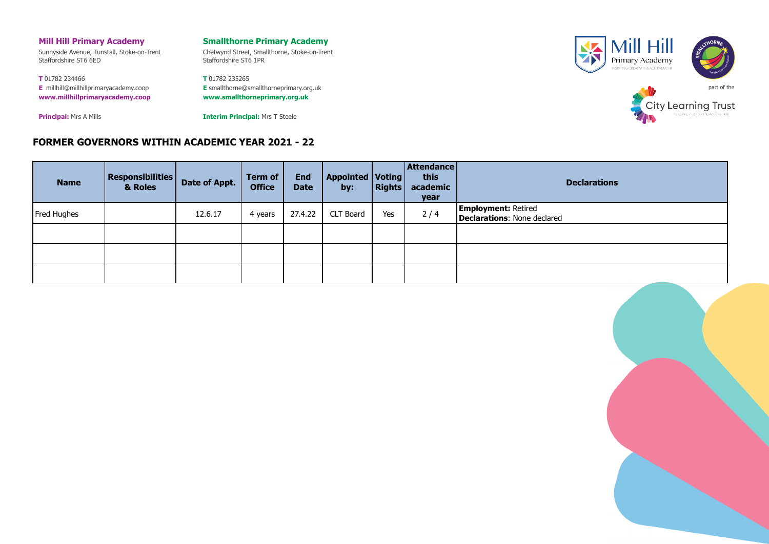**Mill Hill Primary Academy**
Sunnyside Avenue, Tunstall, Stoke-on-Trent
Staffordshire ST6 6ED

**T** 01782 234466
**E** millhill@millhillprimaryacademy.coop
**www.millhillprimaryacademy.coop**

**Principal:** Mrs A Mills

**Smallthorne Primary Academy**
Chetwynd Street, Smallthorne, Stoke-on-Trent
Staffordshire ST6 1PR

**T** 01782 235265
**E** smallthorne@smallthorneprimary.org.uk
**www.smallthorneprimary.org.uk**

**Interim Principal:** Mrs T Steele

## FORMER GOVERNORS WITHIN ACADEMIC YEAR 2021 - 22

| Name | Responsibilities & Roles | Date of Appt. | Term of Office | End Date | Appointed by: | Voting Rights | Attendance this academic year | Declarations |
|---|---|---|---|---|---|---|---|---|
| Fred Hughes | | 12.6.17 | 4 years | 27.4.22 | CLT Board | Yes | 2 / 4 | **Employment:** Retired<br>**Declarations**: None declared |
| | | | | | | | | |
| | | | | | | | | |
| | | | | | | | | |